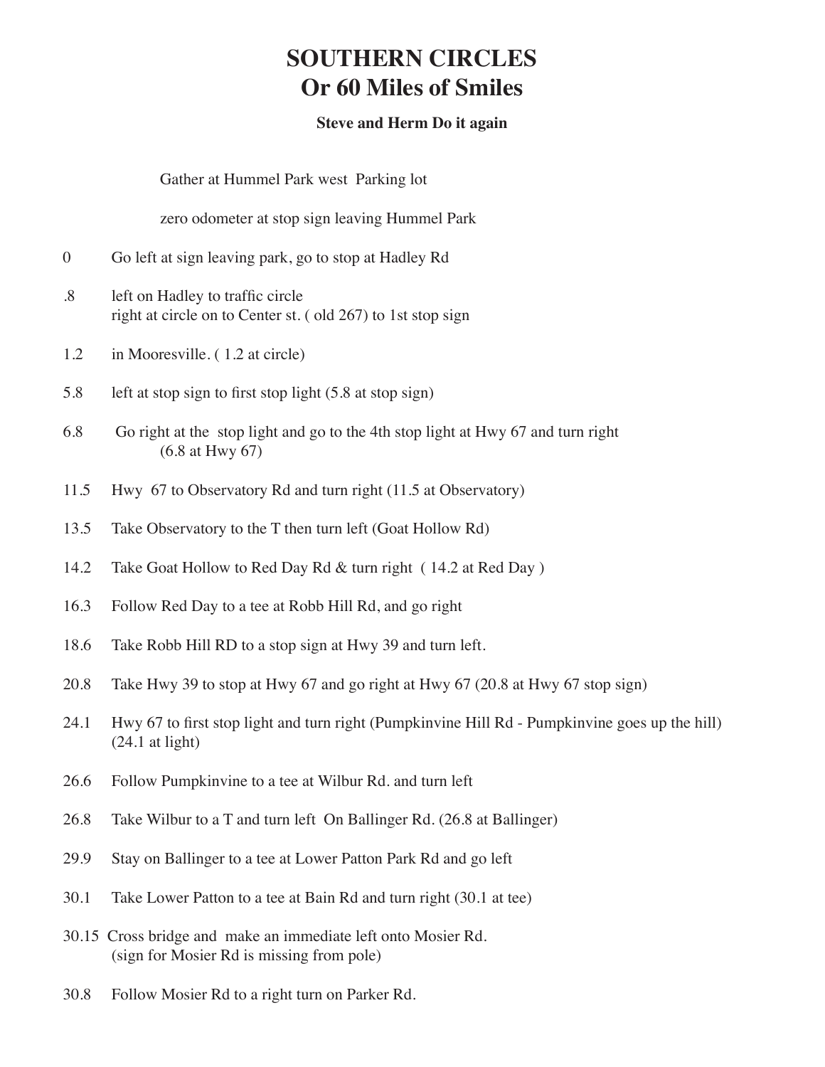# SOUTHERN CIRCLES
# Or 60 Miles of Smiles

**Steve and Herm Do it again**

Gather at Hummel Park west Parking lot

zero odometer at stop sign leaving Hummel Park

0 Go left at sign leaving park, go to stop at Hadley Rd

.8 left on Hadley to traffic circle
right at circle on to Center st. ( old 267) to 1st stop sign

1.2 in Mooresville. ( 1.2 at circle)

5.8 left at stop sign to first stop light (5.8 at stop sign)

6.8 Go right at the stop light and go to the 4th stop light at Hwy 67 and turn right
(6.8 at Hwy 67)

11.5 Hwy 67 to Observatory Rd and turn right (11.5 at Observatory)

13.5 Take Observatory to the T then turn left (Goat Hollow Rd)

14.2 Take Goat Hollow to Red Day Rd & turn right ( 14.2 at Red Day )

16.3 Follow Red Day to a tee at Robb Hill Rd, and go right

18.6 Take Robb Hill RD to a stop sign at Hwy 39 and turn left.

20.8 Take Hwy 39 to stop at Hwy 67 and go right at Hwy 67 (20.8 at Hwy 67 stop sign)

24.1 Hwy 67 to first stop light and turn right (Pumpkinvine Hill Rd - Pumpkinvine goes up the hill)
(24.1 at light)

26.6 Follow Pumpkinvine to a tee at Wilbur Rd. and turn left

26.8 Take Wilbur to a T and turn left On Ballinger Rd. (26.8 at Ballinger)

29.9 Stay on Ballinger to a tee at Lower Patton Park Rd and go left

30.1 Take Lower Patton to a tee at Bain Rd and turn right (30.1 at tee)

30.15 Cross bridge and make an immediate left onto Mosier Rd.
(sign for Mosier Rd is missing from pole)

30.8 Follow Mosier Rd to a right turn on Parker Rd.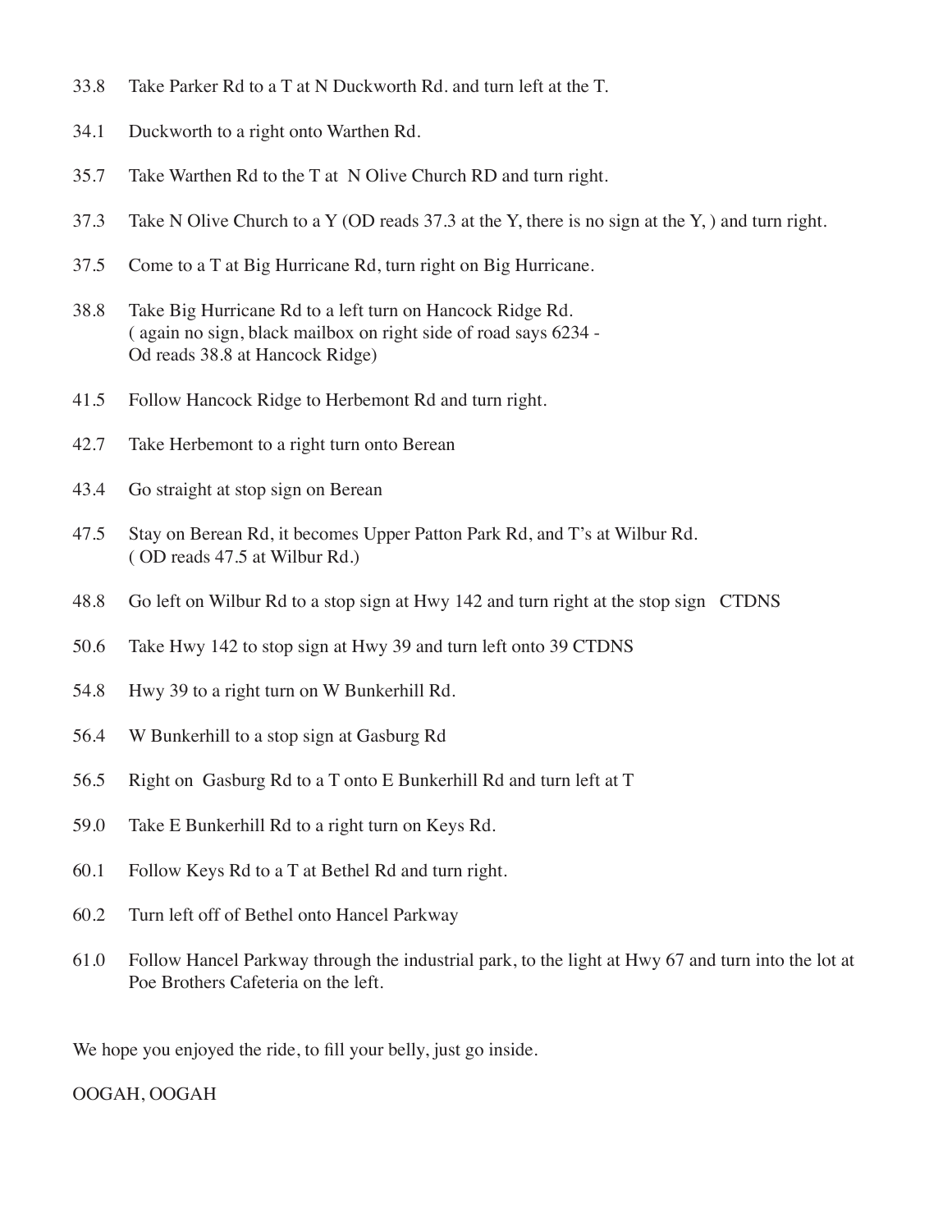33.8 Take Parker Rd to a T at N Duckworth Rd. and turn left at the T.

34.1 Duckworth to a right onto Warthen Rd.

35.7 Take Warthen Rd to the T at N Olive Church RD and turn right.

37.3 Take N Olive Church to a Y (OD reads 37.3 at the Y, there is no sign at the Y, ) and turn right.

37.5 Come to a T at Big Hurricane Rd, turn right on Big Hurricane.

38.8 Take Big Hurricane Rd to a left turn on Hancock Ridge Rd.
( again no sign, black mailbox on right side of road says 6234 -
Od reads 38.8 at Hancock Ridge)

41.5 Follow Hancock Ridge to Herbemont Rd and turn right.

42.7 Take Herbemont to a right turn onto Berean

43.4 Go straight at stop sign on Berean

47.5 Stay on Berean Rd, it becomes Upper Patton Park Rd, and T's at Wilbur Rd.
( OD reads 47.5 at Wilbur Rd.)

48.8 Go left on Wilbur Rd to a stop sign at Hwy 142 and turn right at the stop sign CTDNS

50.6 Take Hwy 142 to stop sign at Hwy 39 and turn left onto 39 CTDNS

54.8 Hwy 39 to a right turn on W Bunkerhill Rd.

56.4 W Bunkerhill to a stop sign at Gasburg Rd

56.5 Right on Gasburg Rd to a T onto E Bunkerhill Rd and turn left at T

59.0 Take E Bunkerhill Rd to a right turn on Keys Rd.

60.1 Follow Keys Rd to a T at Bethel Rd and turn right.

60.2 Turn left off of Bethel onto Hancel Parkway

61.0 Follow Hancel Parkway through the industrial park, to the light at Hwy 67 and turn into the lot at Poe Brothers Cafeteria on the left.

We hope you enjoyed the ride, to fill your belly, just go inside.

OOGAH, OOGAH